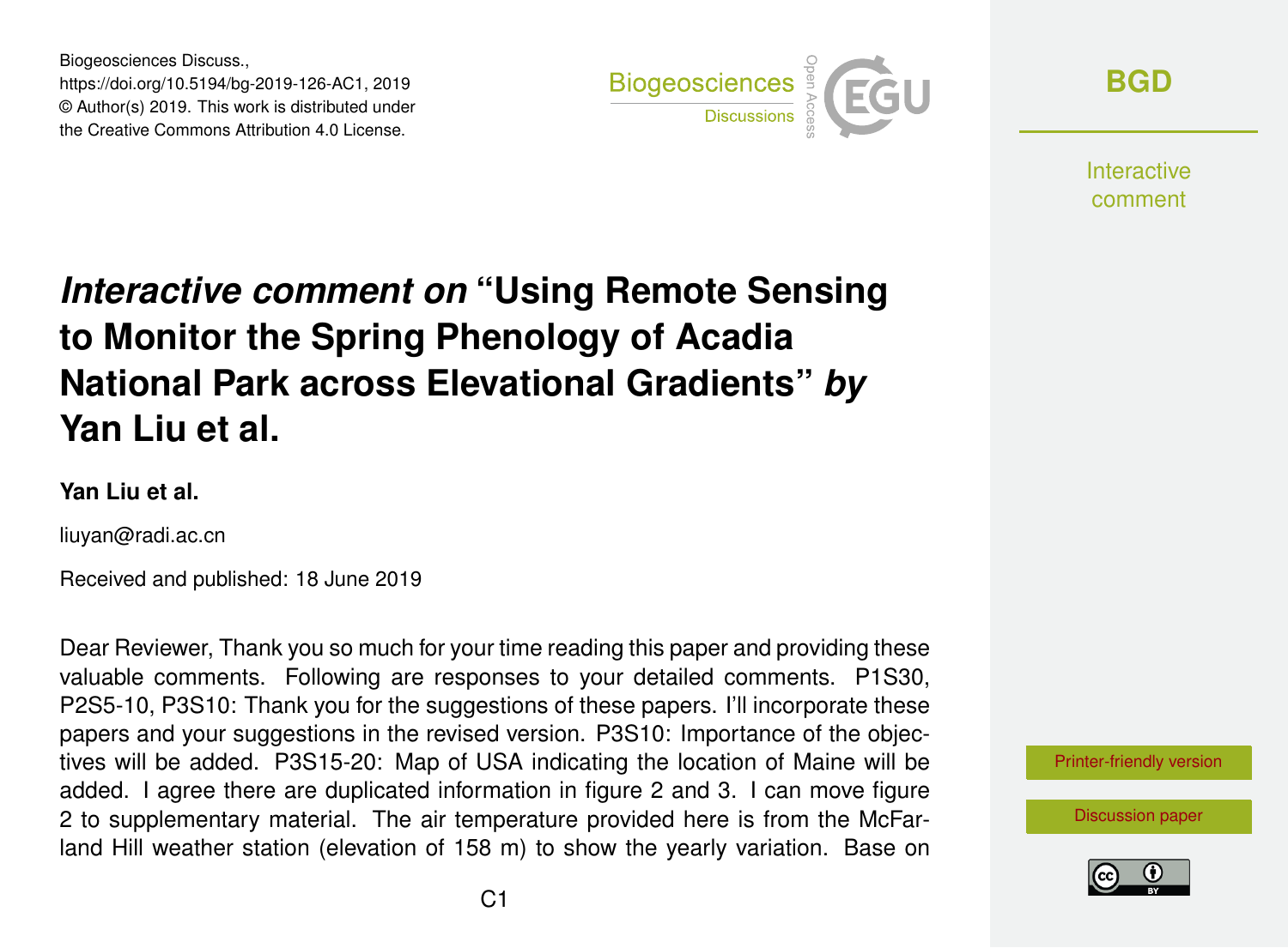Biogeosciences Discuss.,
https://doi.org/10.5194/bg-2019-126-AC1, 2019
© Author(s) 2019. This work is distributed under
the Creative Commons Attribution 4.0 License.

# *Interactive comment on* "Using Remote Sensing to Monitor the Spring Phenology of Acadia National Park across Elevational Gradients" *by* Yan Liu et al.

**Yan Liu et al.**

liuyan@radi.ac.cn

Received and published: 18 June 2019

Dear Reviewer, Thank you so much for your time reading this paper and providing these valuable comments. Following are responses to your detailed comments. P1S30, P2S5-10, P3S10: Thank you for the suggestions of these papers. I'll incorporate these papers and your suggestions in the revised version. P3S10: Importance of the objectives will be added. P3S15-20: Map of USA indicating the location of Maine will be added. I agree there are duplicated information in figure 2 and 3. I can move figure 2 to supplementary material. The air temperature provided here is from the McFarland Hill weather station (elevation of 158 m) to show the yearly variation. Base on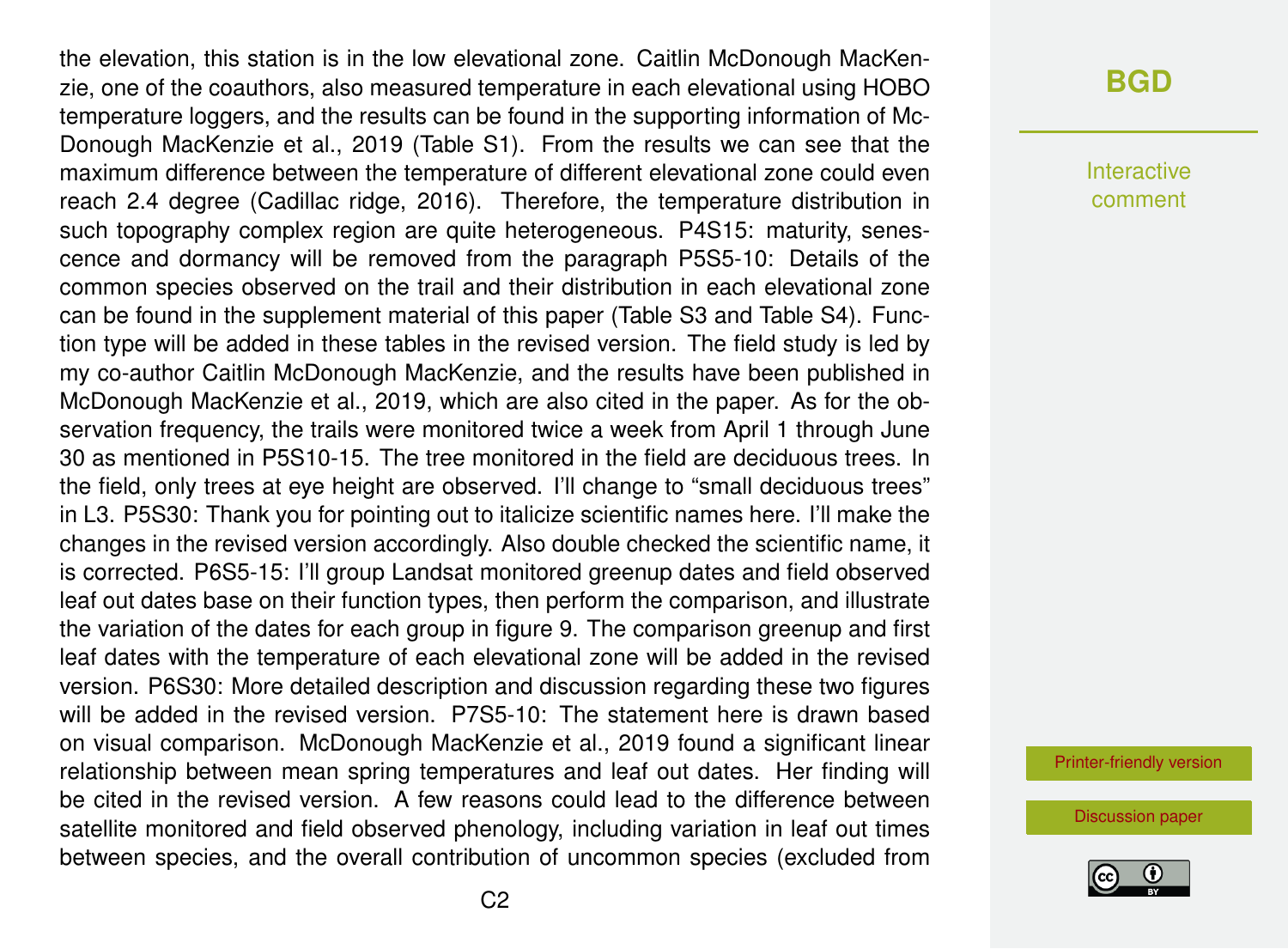the elevation, this station is in the low elevational zone. Caitlin McDonough MacKenzie, one of the coauthors, also measured temperature in each elevational using HOBO temperature loggers, and the results can be found in the supporting information of McDonough MacKenzie et al., 2019 (Table S1). From the results we can see that the maximum difference between the temperature of different elevational zone could even reach 2.4 degree (Cadillac ridge, 2016). Therefore, the temperature distribution in such topography complex region are quite heterogeneous. P4S15: maturity, senescence and dormancy will be removed from the paragraph P5S5-10: Details of the common species observed on the trail and their distribution in each elevational zone can be found in the supplement material of this paper (Table S3 and Table S4). Function type will be added in these tables in the revised version. The field study is led by my co-author Caitlin McDonough MacKenzie, and the results have been published in McDonough MacKenzie et al., 2019, which are also cited in the paper. As for the observation frequency, the trails were monitored twice a week from April 1 through June 30 as mentioned in P5S10-15. The tree monitored in the field are deciduous trees. In the field, only trees at eye height are observed. I'll change to "small deciduous trees" in L3. P5S30: Thank you for pointing out to italicize scientific names here. I'll make the changes in the revised version accordingly. Also double checked the scientific name, it is corrected. P6S5-15: I'll group Landsat monitored greenup dates and field observed leaf out dates base on their function types, then perform the comparison, and illustrate the variation of the dates for each group in figure 9. The comparison greenup and first leaf dates with the temperature of each elevational zone will be added in the revised version. P6S30: More detailed description and discussion regarding these two figures will be added in the revised version. P7S5-10: The statement here is drawn based on visual comparison. McDonough MacKenzie et al., 2019 found a significant linear relationship between mean spring temperatures and leaf out dates. Her finding will be cited in the revised version. A few reasons could lead to the difference between satellite monitored and field observed phenology, including variation in leaf out times between species, and the overall contribution of uncommon species (excluded from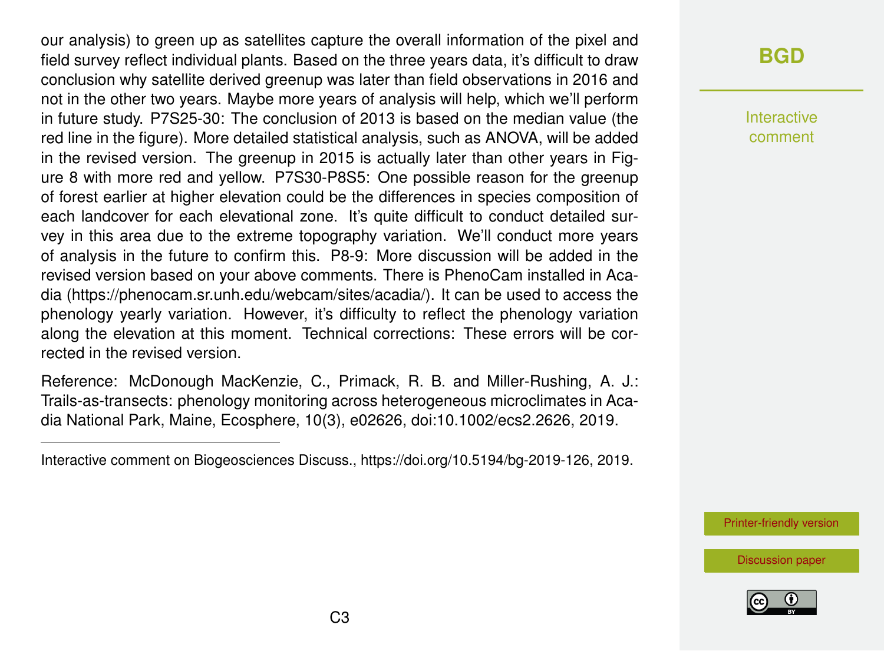our analysis) to green up as satellites capture the overall information of the pixel and field survey reflect individual plants. Based on the three years data, it's difficult to draw conclusion why satellite derived greenup was later than field observations in 2016 and not in the other two years. Maybe more years of analysis will help, which we'll perform in future study. P7S25-30: The conclusion of 2013 is based on the median value (the red line in the figure). More detailed statistical analysis, such as ANOVA, will be added in the revised version. The greenup in 2015 is actually later than other years in Figure 8 with more red and yellow. P7S30-P8S5: One possible reason for the greenup of forest earlier at higher elevation could be the differences in species composition of each landcover for each elevational zone. It's quite difficult to conduct detailed survey in this area due to the extreme topography variation. We'll conduct more years of analysis in the future to confirm this. P8-9: More discussion will be added in the revised version based on your above comments. There is PhenoCam installed in Acadia (https://phenocam.sr.unh.edu/webcam/sites/acadia/). It can be used to access the phenology yearly variation. However, it's difficulty to reflect the phenology variation along the elevation at this moment. Technical corrections: These errors will be corrected in the revised version.

Reference: McDonough MacKenzie, C., Primack, R. B. and Miller-Rushing, A. J.: Trails-as-transects: phenology monitoring across heterogeneous microclimates in Acadia National Park, Maine, Ecosphere, 10(3), e02626, doi:10.1002/ecs2.2626, 2019.

---

Interactive comment on Biogeosciences Discuss., https://doi.org/10.5194/bg-2019-126, 2019.